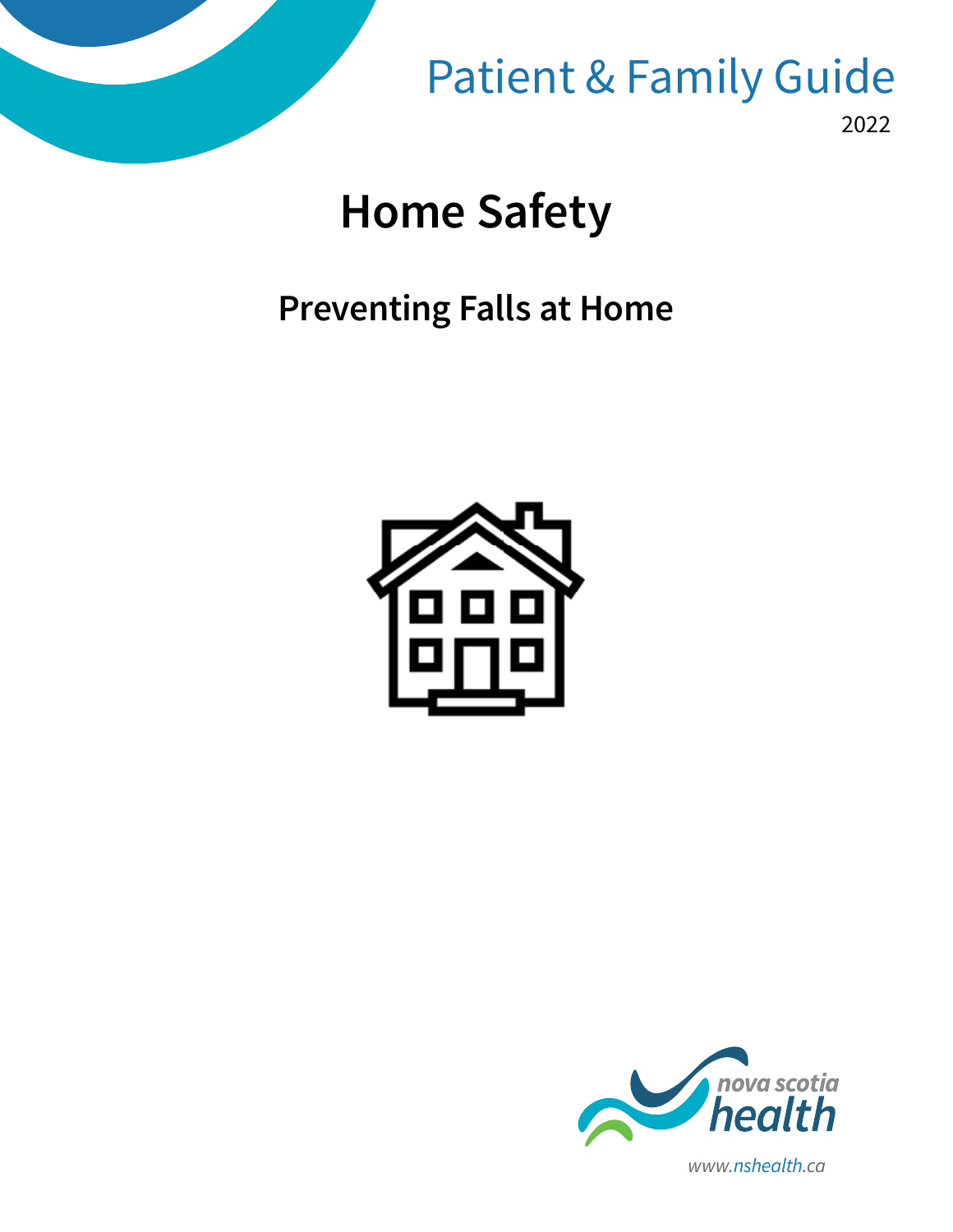Patient & Family Guide

2022

# Home Safety

## Preventing Falls at Home

nova scotia health

www.nshealth.ca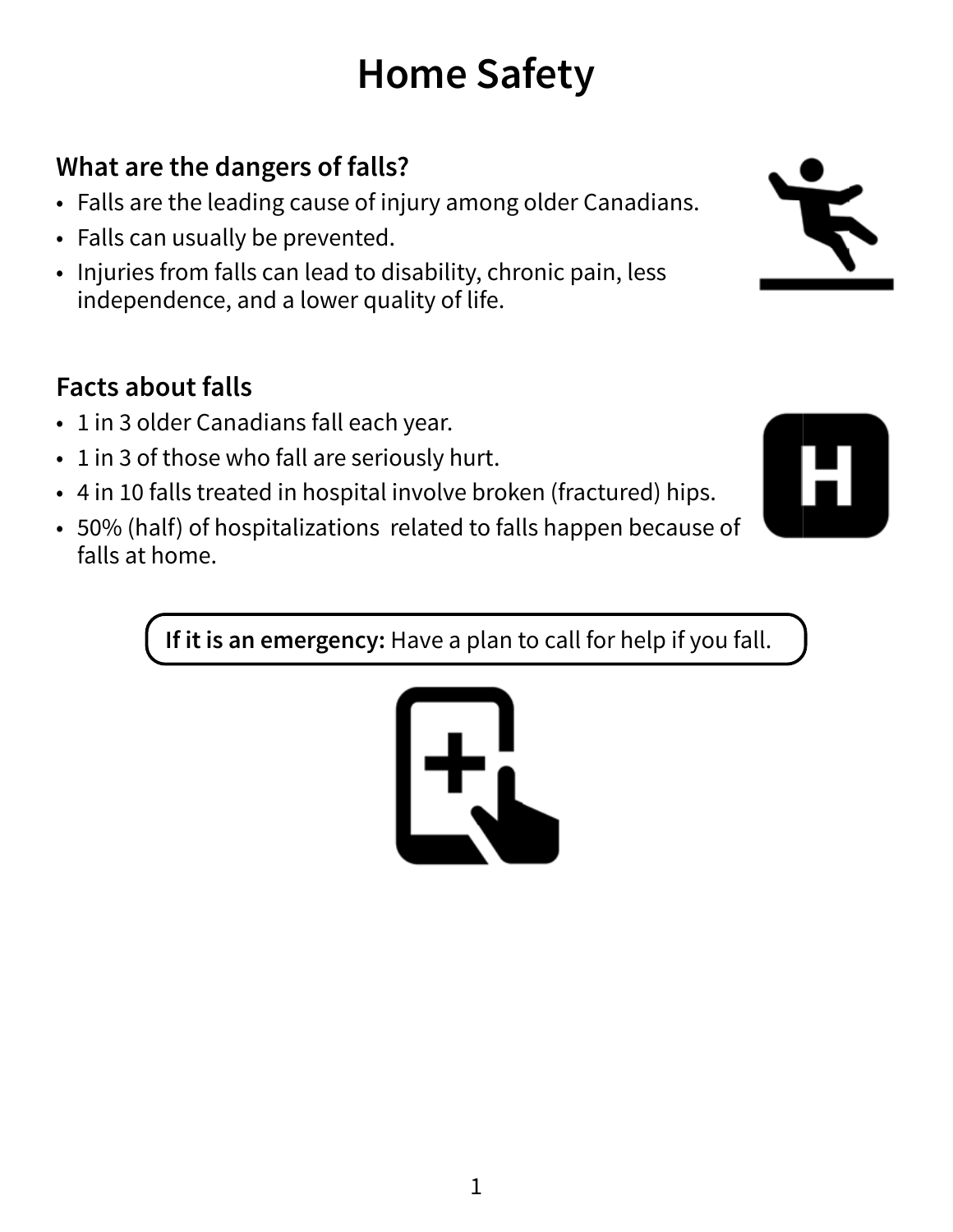# Home Safety

## What are the dangers of falls?

- Falls are the leading cause of injury among older Canadians.
- Falls can usually be prevented.
- Injuries from falls can lead to disability, chronic pain, less independence, and a lower quality of life.

## Facts about falls

- 1 in 3 older Canadians fall each year.
- 1 in 3 of those who fall are seriously hurt.
- 4 in 10 falls treated in hospital involve broken (fractured) hips.
- 50% (half) of hospitalizations related to falls happen because of falls at home.

**If it is an emergency:** Have a plan to call for help if you fall.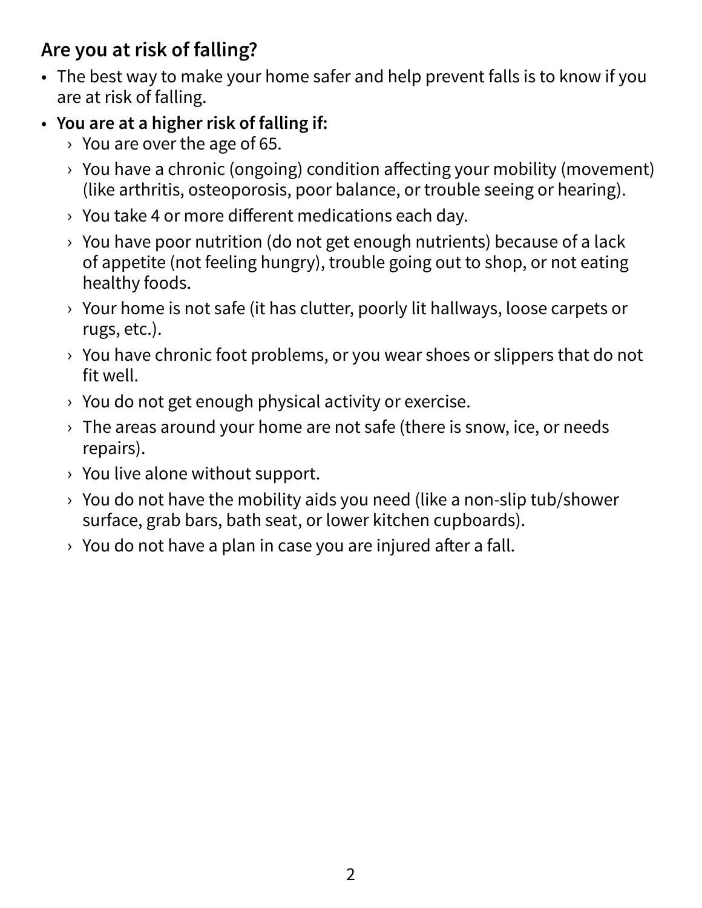## Are you at risk of falling?

- The best way to make your home safer and help prevent falls is to know if you are at risk of falling.
- **You are at a higher risk of falling if:**
  - You are over the age of 65.
  - You have a chronic (ongoing) condition affecting your mobility (movement) (like arthritis, osteoporosis, poor balance, or trouble seeing or hearing).
  - You take 4 or more different medications each day.
  - You have poor nutrition (do not get enough nutrients) because of a lack of appetite (not feeling hungry), trouble going out to shop, or not eating healthy foods.
  - Your home is not safe (it has clutter, poorly lit hallways, loose carpets or rugs, etc.).
  - You have chronic foot problems, or you wear shoes or slippers that do not fit well.
  - You do not get enough physical activity or exercise.
  - The areas around your home are not safe (there is snow, ice, or needs repairs).
  - You live alone without support.
  - You do not have the mobility aids you need (like a non-slip tub/shower surface, grab bars, bath seat, or lower kitchen cupboards).
  - You do not have a plan in case you are injured after a fall.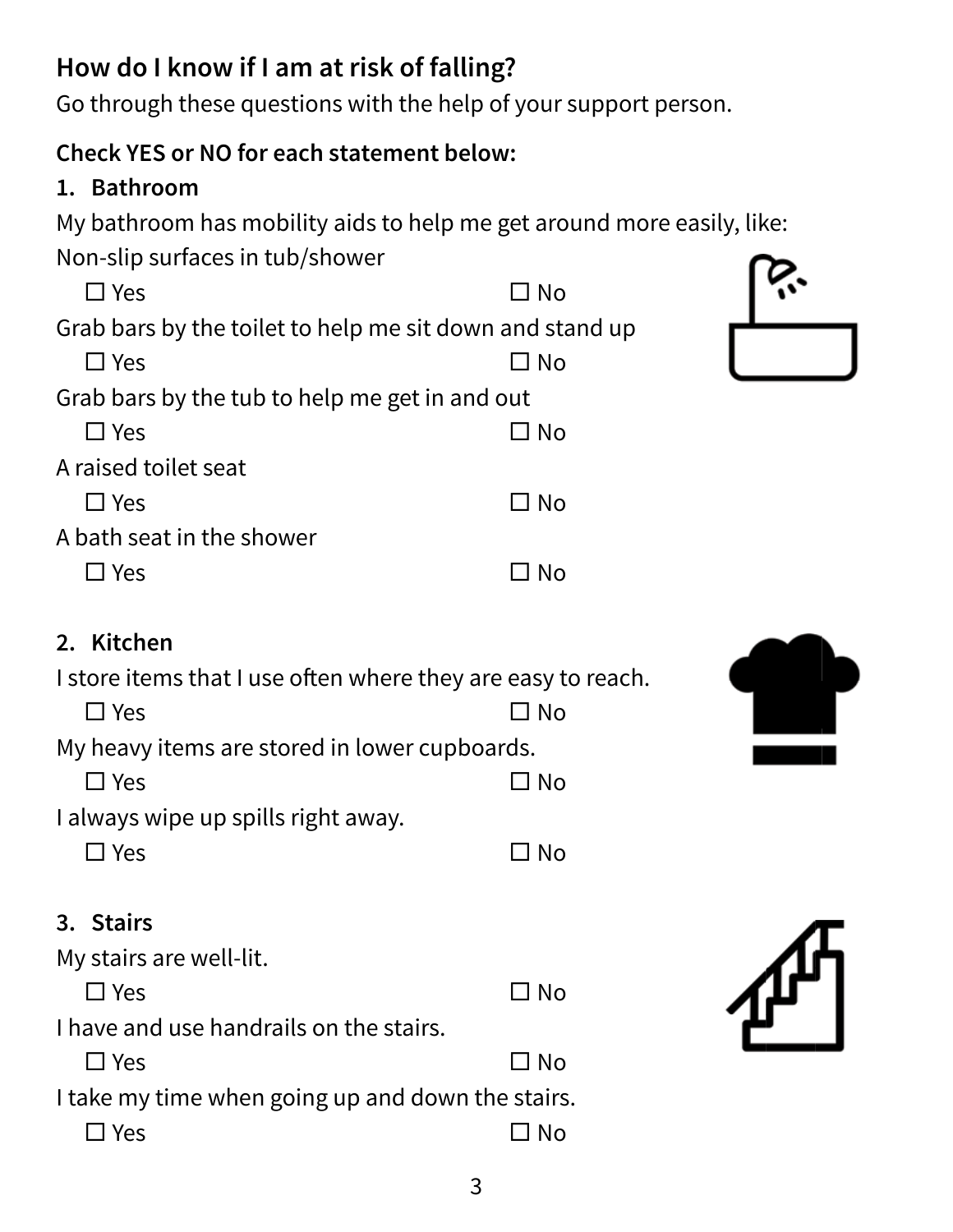## How do I know if I am at risk of falling?

Go through these questions with the help of your support person.

**Check YES or NO for each statement below:**

### 1. Bathroom

My bathroom has mobility aids to help me get around more easily, like:

Non-slip surfaces in tub/shower

☐ Yes ☐ No

Grab bars by the toilet to help me sit down and stand up

☐ Yes ☐ No

Grab bars by the tub to help me get in and out

☐ Yes ☐ No

A raised toilet seat

☐ Yes ☐ No

A bath seat in the shower

☐ Yes ☐ No

### 2. Kitchen

I store items that I use often where they are easy to reach.

☐ Yes ☐ No

My heavy items are stored in lower cupboards.

☐ Yes ☐ No

I always wipe up spills right away.

☐ Yes ☐ No

### 3. Stairs

My stairs are well-lit.

☐ Yes ☐ No

I have and use handrails on the stairs.

☐ Yes ☐ No

I take my time when going up and down the stairs.

☐ Yes ☐ No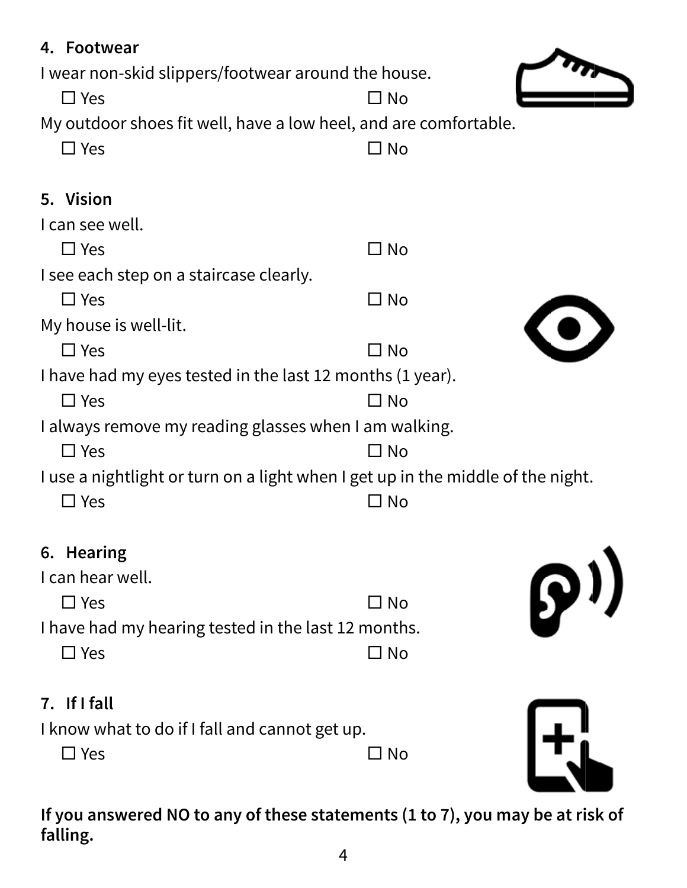## 4. Footwear

I wear non-skid slippers/footwear around the house.

☐ Yes ☐ No

My outdoor shoes fit well, have a low heel, and are comfortable.

☐ Yes ☐ No

## 5. Vision

I can see well.

☐ Yes ☐ No

I see each step on a staircase clearly.

☐ Yes ☐ No

My house is well-lit.

☐ Yes ☐ No

I have had my eyes tested in the last 12 months (1 year).

☐ Yes ☐ No

I always remove my reading glasses when I am walking.

☐ Yes ☐ No

I use a nightlight or turn on a light when I get up in the middle of the night.

☐ Yes ☐ No

## 6. Hearing

I can hear well.

☐ Yes ☐ No

I have had my hearing tested in the last 12 months.

☐ Yes ☐ No

## 7. If I fall

I know what to do if I fall and cannot get up.

☐ Yes ☐ No

**If you answered NO to any of these statements (1 to 7), you may be at risk of falling.**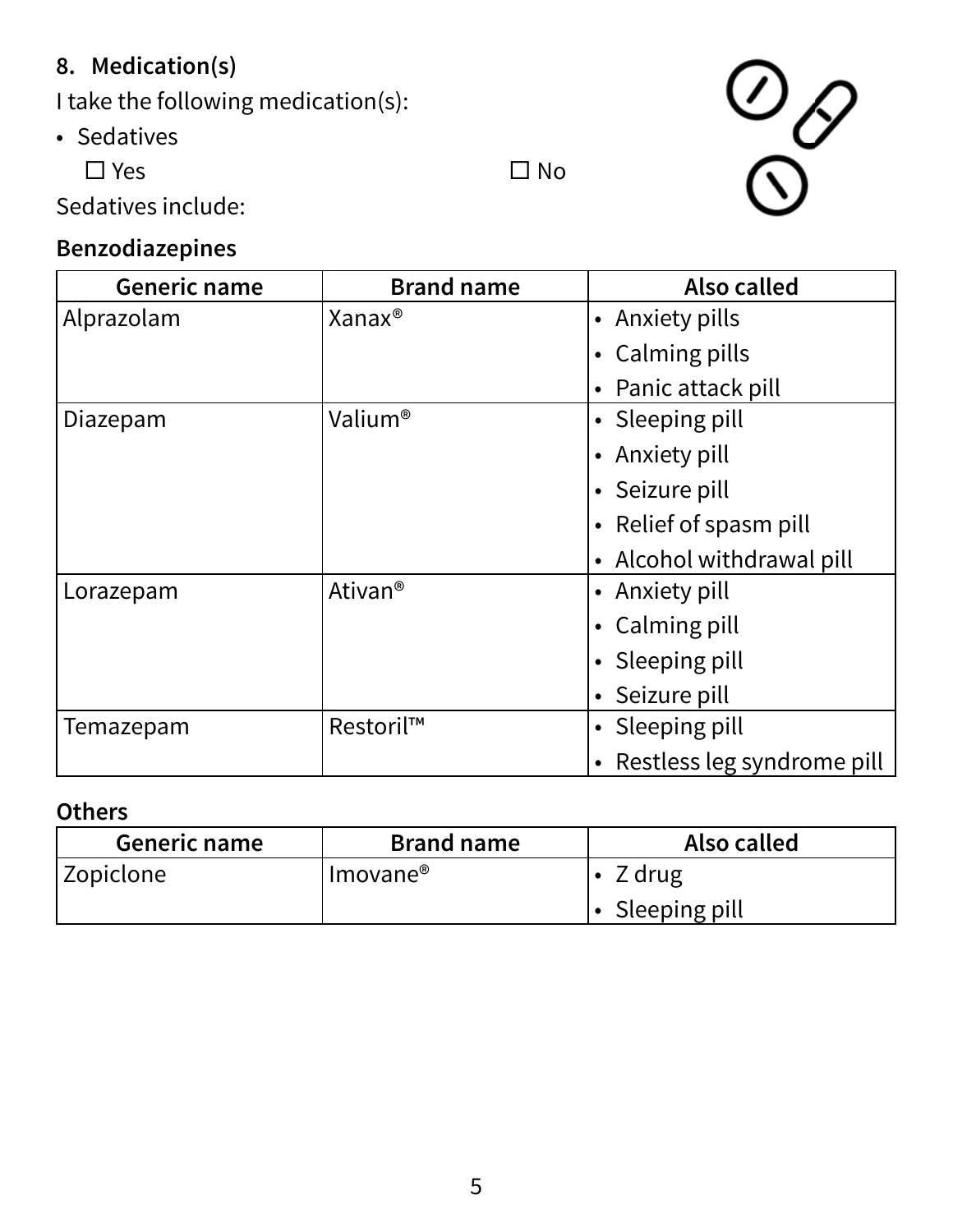## 8. Medication(s)

I take the following medication(s):

- Sedatives

  ☐ Yes ☐ No

Sedatives include:

**Benzodiazepines**

| Generic name | Brand name | Also called |
|---|---|---|
| Alprazolam | Xanax® | • Anxiety pills<br>• Calming pills<br>• Panic attack pill |
| Diazepam | Valium® | • Sleeping pill<br>• Anxiety pill<br>• Seizure pill<br>• Relief of spasm pill<br>• Alcohol withdrawal pill |
| Lorazepam | Ativan® | • Anxiety pill<br>• Calming pill<br>• Sleeping pill<br>• Seizure pill |
| Temazepam | Restoril™ | • Sleeping pill<br>• Restless leg syndrome pill |

**Others**

| Generic name | Brand name | Also called |
|---|---|---|
| Zopiclone | Imovane® | • Z drug<br>• Sleeping pill |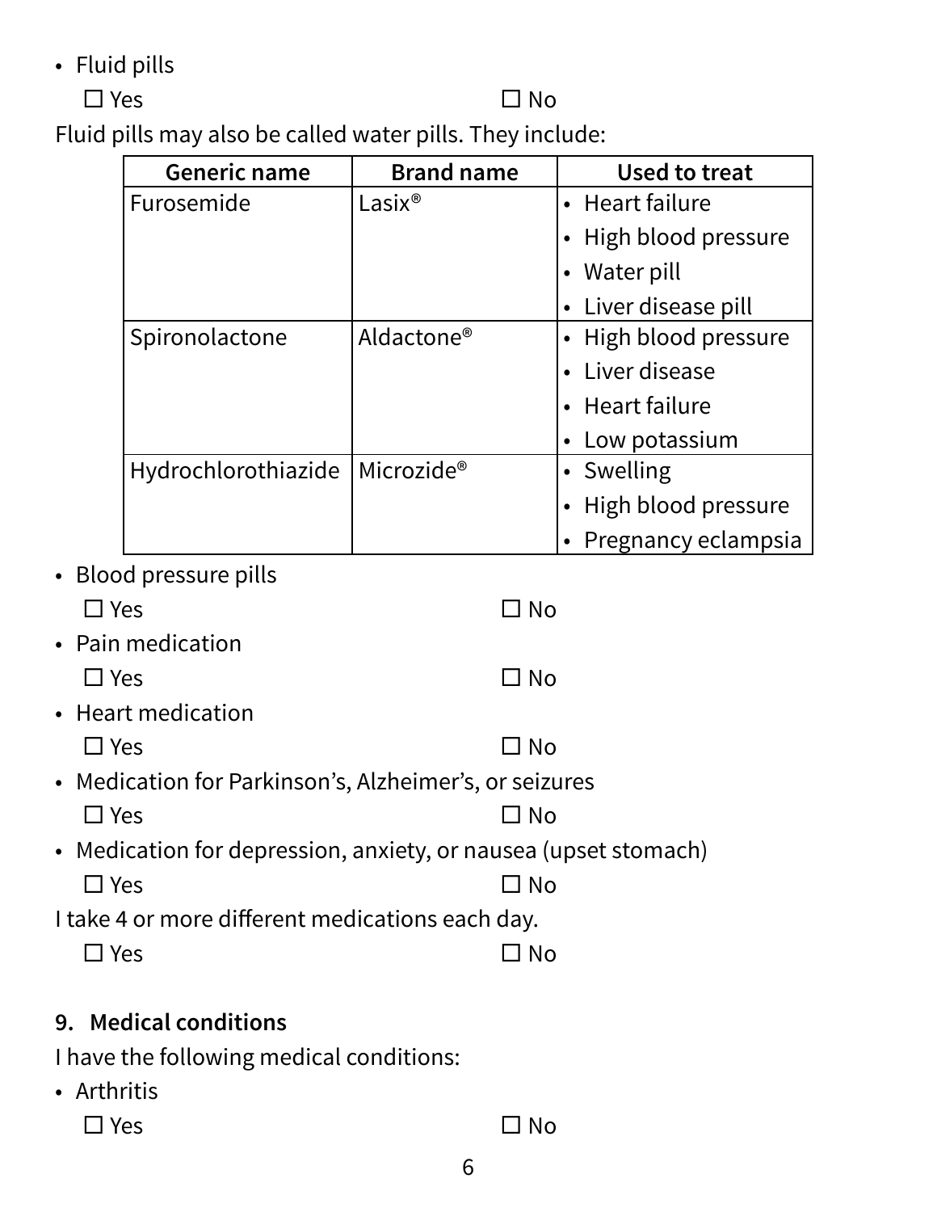- Fluid pills

  ☐ Yes ☐ No

Fluid pills may also be called water pills. They include:

| Generic name | Brand name | Used to treat |
|---|---|---|
| Furosemide | Lasix® | • Heart failure<br>• High blood pressure<br>• Water pill<br>• Liver disease pill |
| Spironolactone | Aldactone® | • High blood pressure<br>• Liver disease<br>• Heart failure<br>• Low potassium |
| Hydrochlorothiazide | Microzide® | • Swelling<br>• High blood pressure<br>• Pregnancy eclampsia |

- Blood pressure pills

  ☐ Yes ☐ No

- Pain medication

  ☐ Yes ☐ No

- Heart medication

  ☐ Yes ☐ No

- Medication for Parkinson's, Alzheimer's, or seizures

  ☐ Yes ☐ No

- Medication for depression, anxiety, or nausea (upset stomach)

  ☐ Yes ☐ No

I take 4 or more different medications each day.

☐ Yes ☐ No

## 9. Medical conditions

I have the following medical conditions:

- Arthritis

  ☐ Yes ☐ No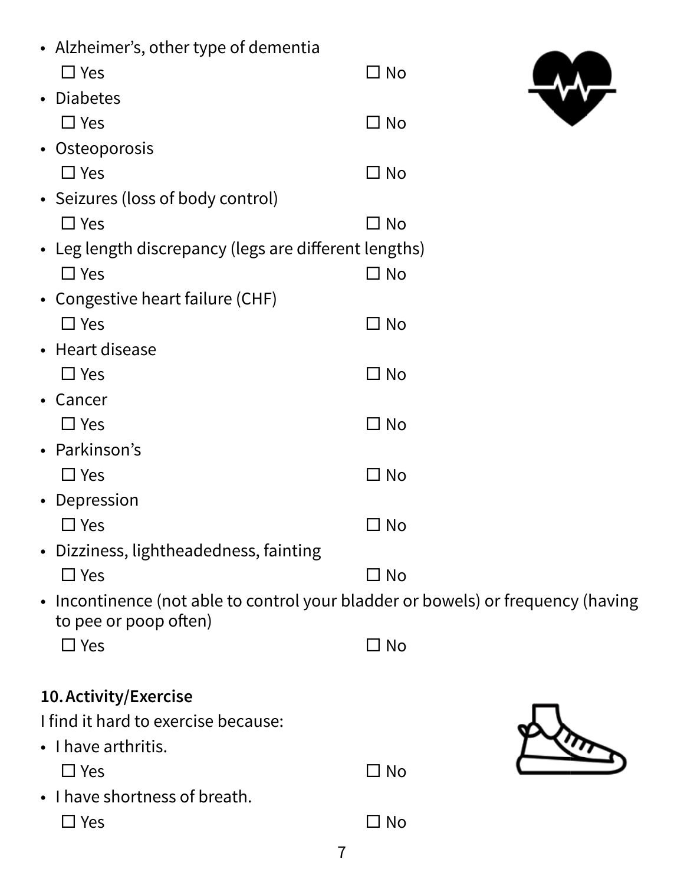- Alzheimer's, other type of dementia
  ☐ Yes ☐ No
- Diabetes
  ☐ Yes ☐ No
- Osteoporosis
  ☐ Yes ☐ No
- Seizures (loss of body control)
  ☐ Yes ☐ No
- Leg length discrepancy (legs are different lengths)
  ☐ Yes ☐ No
- Congestive heart failure (CHF)
  ☐ Yes ☐ No
- Heart disease
  ☐ Yes ☐ No
- Cancer
  ☐ Yes ☐ No
- Parkinson's
  ☐ Yes ☐ No
- Depression
  ☐ Yes ☐ No
- Dizziness, lightheadedness, fainting
  ☐ Yes ☐ No
- Incontinence (not able to control your bladder or bowels) or frequency (having to pee or poop often)
  ☐ Yes ☐ No

**10. Activity/Exercise**

I find it hard to exercise because:

- I have arthritis.
  ☐ Yes ☐ No
- I have shortness of breath.
  ☐ Yes ☐ No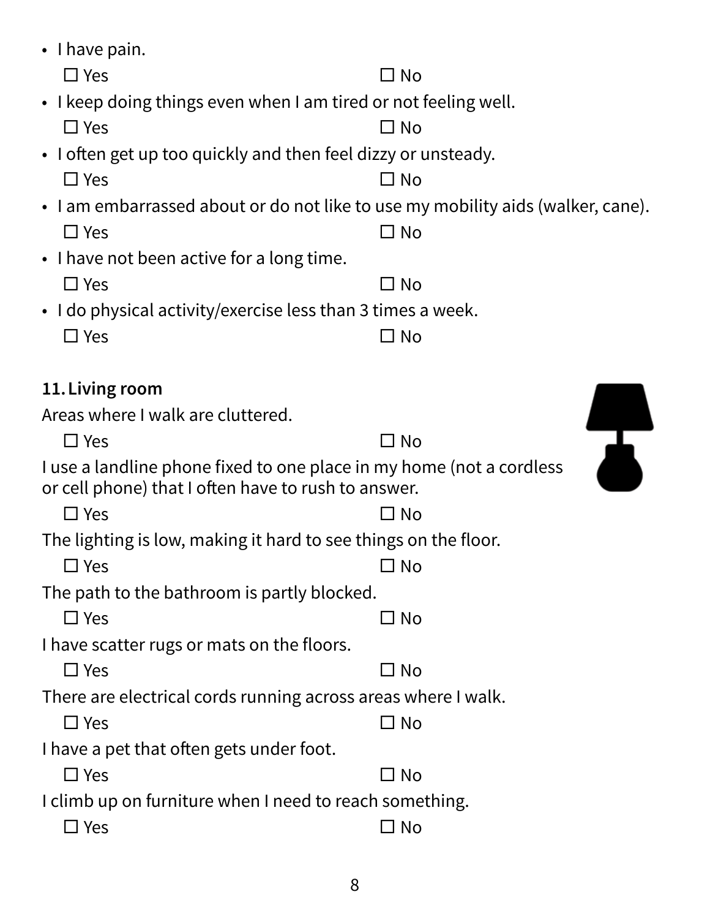- I have pain.
  - ☐ Yes ☐ No
- I keep doing things even when I am tired or not feeling well.
  - ☐ Yes ☐ No
- I often get up too quickly and then feel dizzy or unsteady.
  - ☐ Yes ☐ No
- I am embarrassed about or do not like to use my mobility aids (walker, cane).
  - ☐ Yes ☐ No
- I have not been active for a long time.
  - ☐ Yes ☐ No
- I do physical activity/exercise less than 3 times a week.
  - ☐ Yes ☐ No

### 11. Living room

Areas where I walk are cluttered.

☐ Yes ☐ No

I use a landline phone fixed to one place in my home (not a cordless or cell phone) that I often have to rush to answer.

☐ Yes ☐ No

The lighting is low, making it hard to see things on the floor.

☐ Yes ☐ No

The path to the bathroom is partly blocked.

☐ Yes ☐ No

I have scatter rugs or mats on the floors.

☐ Yes ☐ No

There are electrical cords running across areas where I walk.

☐ Yes ☐ No

I have a pet that often gets under foot.

☐ Yes ☐ No

I climb up on furniture when I need to reach something.

☐ Yes ☐ No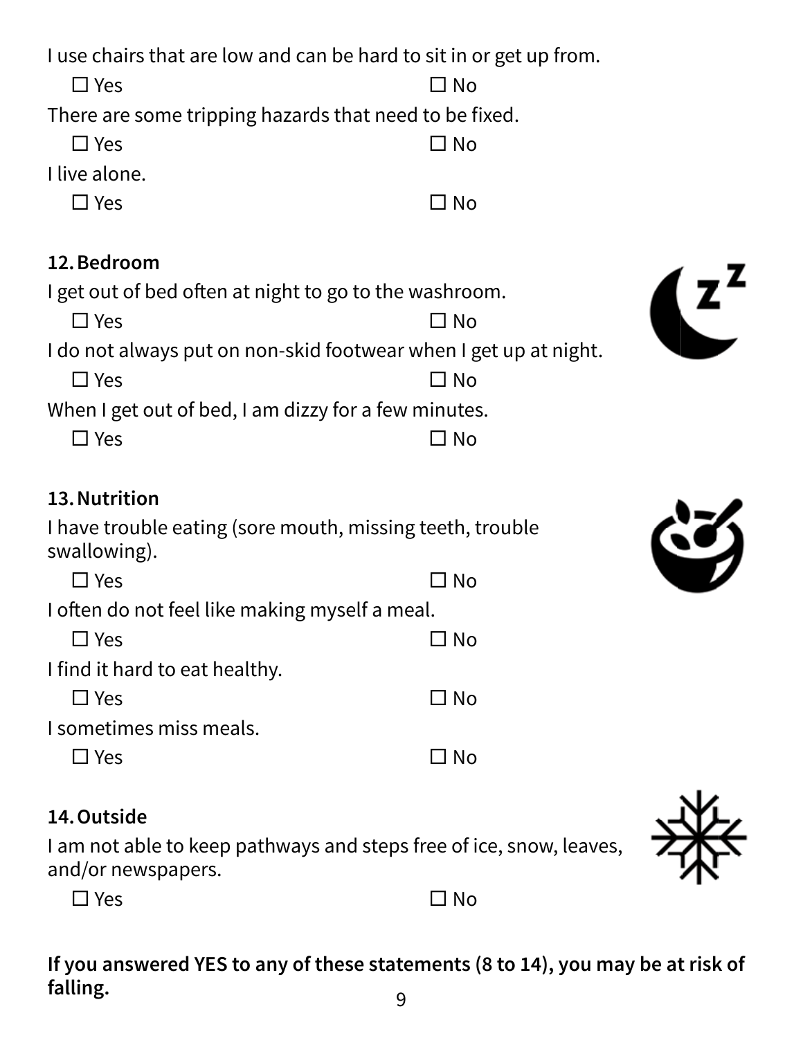I use chairs that are low and can be hard to sit in or get up from.

☐ Yes ☐ No

There are some tripping hazards that need to be fixed.

☐ Yes ☐ No

I live alone.

☐ Yes ☐ No

### 12. Bedroom

I get out of bed often at night to go to the washroom.

☐ Yes ☐ No

I do not always put on non-skid footwear when I get up at night.

☐ Yes ☐ No

When I get out of bed, I am dizzy for a few minutes.

☐ Yes ☐ No

### 13. Nutrition

I have trouble eating (sore mouth, missing teeth, trouble swallowing).

☐ Yes ☐ No

I often do not feel like making myself a meal.

☐ Yes ☐ No

I find it hard to eat healthy.

☐ Yes ☐ No

I sometimes miss meals.

☐ Yes ☐ No

### 14. Outside

I am not able to keep pathways and steps free of ice, snow, leaves, and/or newspapers.

☐ Yes ☐ No

**If you answered YES to any of these statements (8 to 14), you may be at risk of falling.**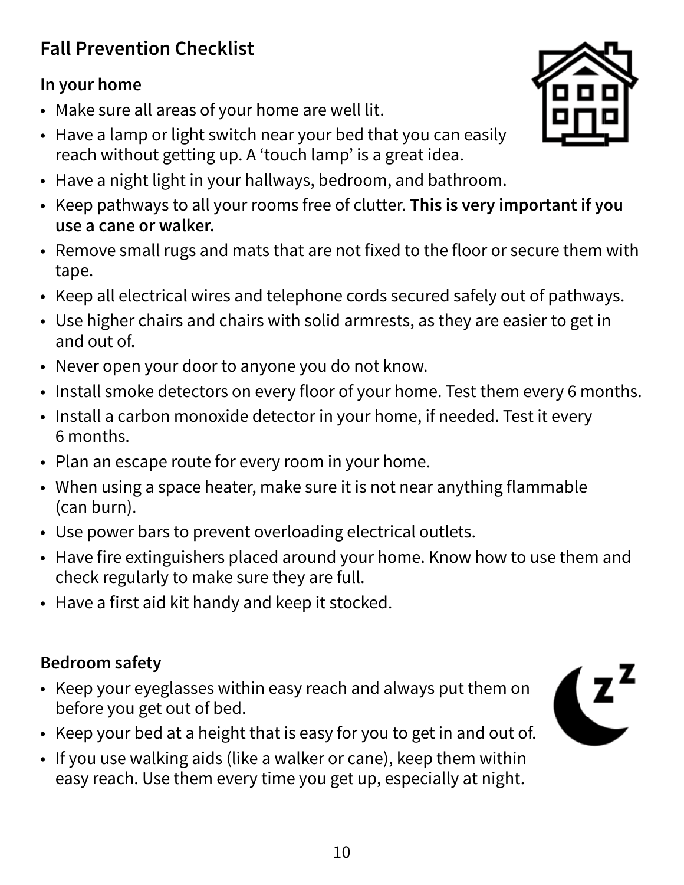## Fall Prevention Checklist

### In your home

- Make sure all areas of your home are well lit.
- Have a lamp or light switch near your bed that you can easily reach without getting up. A 'touch lamp' is a great idea.
- Have a night light in your hallways, bedroom, and bathroom.
- Keep pathways to all your rooms free of clutter. **This is very important if you use a cane or walker.**
- Remove small rugs and mats that are not fixed to the floor or secure them with tape.
- Keep all electrical wires and telephone cords secured safely out of pathways.
- Use higher chairs and chairs with solid armrests, as they are easier to get in and out of.
- Never open your door to anyone you do not know.
- Install smoke detectors on every floor of your home. Test them every 6 months.
- Install a carbon monoxide detector in your home, if needed. Test it every 6 months.
- Plan an escape route for every room in your home.
- When using a space heater, make sure it is not near anything flammable (can burn).
- Use power bars to prevent overloading electrical outlets.
- Have fire extinguishers placed around your home. Know how to use them and check regularly to make sure they are full.
- Have a first aid kit handy and keep it stocked.

### Bedroom safety

- Keep your eyeglasses within easy reach and always put them on before you get out of bed.
- Keep your bed at a height that is easy for you to get in and out of.
- If you use walking aids (like a walker or cane), keep them within easy reach. Use them every time you get up, especially at night.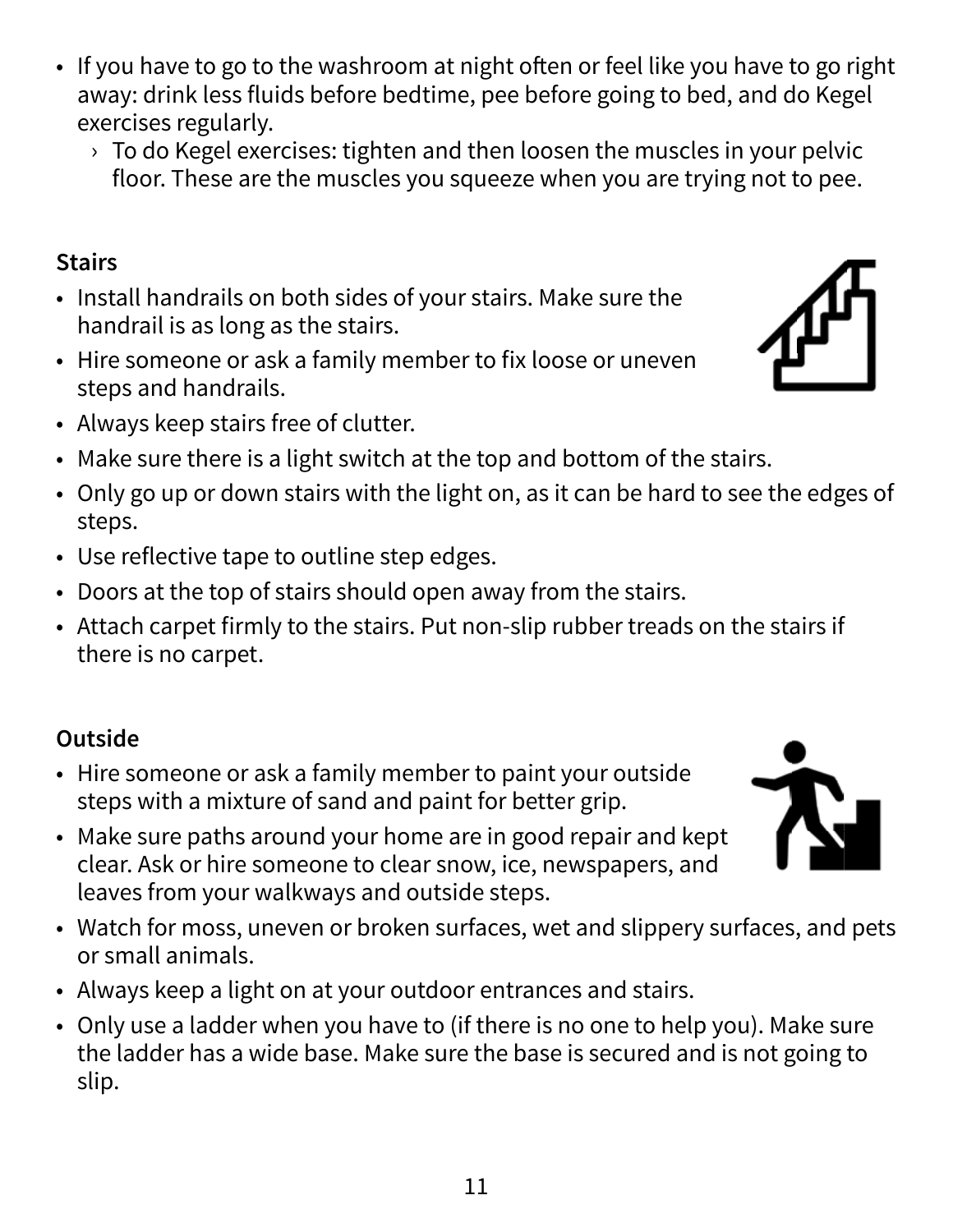- If you have to go to the washroom at night often or feel like you have to go right away: drink less fluids before bedtime, pee before going to bed, and do Kegel exercises regularly.
  - To do Kegel exercises: tighten and then loosen the muscles in your pelvic floor. These are the muscles you squeeze when you are trying not to pee.

**Stairs**

- Install handrails on both sides of your stairs. Make sure the handrail is as long as the stairs.
- Hire someone or ask a family member to fix loose or uneven steps and handrails.
- Always keep stairs free of clutter.
- Make sure there is a light switch at the top and bottom of the stairs.
- Only go up or down stairs with the light on, as it can be hard to see the edges of steps.
- Use reflective tape to outline step edges.
- Doors at the top of stairs should open away from the stairs.
- Attach carpet firmly to the stairs. Put non-slip rubber treads on the stairs if there is no carpet.

**Outside**

- Hire someone or ask a family member to paint your outside steps with a mixture of sand and paint for better grip.
- Make sure paths around your home are in good repair and kept clear. Ask or hire someone to clear snow, ice, newspapers, and leaves from your walkways and outside steps.
- Watch for moss, uneven or broken surfaces, wet and slippery surfaces, and pets or small animals.
- Always keep a light on at your outdoor entrances and stairs.
- Only use a ladder when you have to (if there is no one to help you). Make sure the ladder has a wide base. Make sure the base is secured and is not going to slip.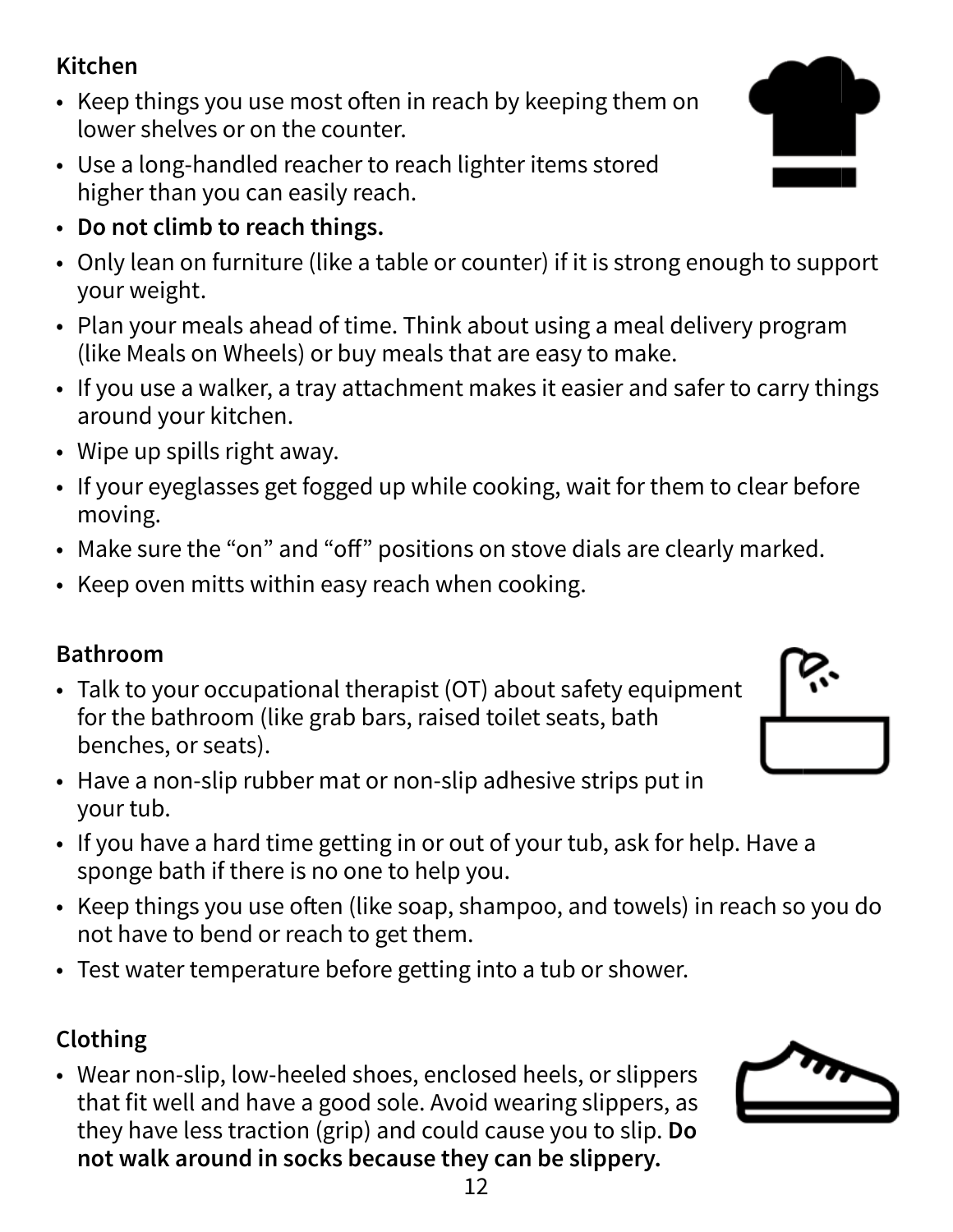**Kitchen**

- Keep things you use most often in reach by keeping them on lower shelves or on the counter.
- Use a long-handled reacher to reach lighter items stored higher than you can easily reach.
- **Do not climb to reach things.**
- Only lean on furniture (like a table or counter) if it is strong enough to support your weight.
- Plan your meals ahead of time. Think about using a meal delivery program (like Meals on Wheels) or buy meals that are easy to make.
- If you use a walker, a tray attachment makes it easier and safer to carry things around your kitchen.
- Wipe up spills right away.
- If your eyeglasses get fogged up while cooking, wait for them to clear before moving.
- Make sure the "on" and "off" positions on stove dials are clearly marked.
- Keep oven mitts within easy reach when cooking.

**Bathroom**

- Talk to your occupational therapist (OT) about safety equipment for the bathroom (like grab bars, raised toilet seats, bath benches, or seats).
- Have a non-slip rubber mat or non-slip adhesive strips put in your tub.
- If you have a hard time getting in or out of your tub, ask for help. Have a sponge bath if there is no one to help you.
- Keep things you use often (like soap, shampoo, and towels) in reach so you do not have to bend or reach to get them.
- Test water temperature before getting into a tub or shower.

**Clothing**

- Wear non-slip, low-heeled shoes, enclosed heels, or slippers that fit well and have a good sole. Avoid wearing slippers, as they have less traction (grip) and could cause you to slip. **Do not walk around in socks because they can be slippery.**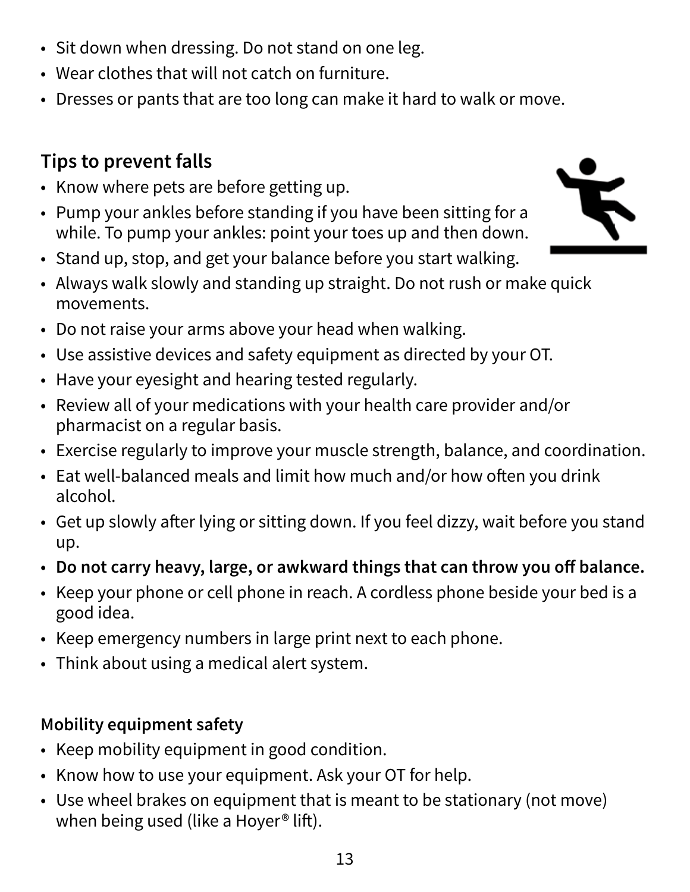- Sit down when dressing. Do not stand on one leg.
- Wear clothes that will not catch on furniture.
- Dresses or pants that are too long can make it hard to walk or move.

## Tips to prevent falls

- Know where pets are before getting up.
- Pump your ankles before standing if you have been sitting for a while. To pump your ankles: point your toes up and then down.
- Stand up, stop, and get your balance before you start walking.
- Always walk slowly and standing up straight. Do not rush or make quick movements.
- Do not raise your arms above your head when walking.
- Use assistive devices and safety equipment as directed by your OT.
- Have your eyesight and hearing tested regularly.
- Review all of your medications with your health care provider and/or pharmacist on a regular basis.
- Exercise regularly to improve your muscle strength, balance, and coordination.
- Eat well-balanced meals and limit how much and/or how often you drink alcohol.
- Get up slowly after lying or sitting down. If you feel dizzy, wait before you stand up.
- **Do not carry heavy, large, or awkward things that can throw you off balance.**
- Keep your phone or cell phone in reach. A cordless phone beside your bed is a good idea.
- Keep emergency numbers in large print next to each phone.
- Think about using a medical alert system.

### Mobility equipment safety

- Keep mobility equipment in good condition.
- Know how to use your equipment. Ask your OT for help.
- Use wheel brakes on equipment that is meant to be stationary (not move) when being used (like a Hoyer® lift).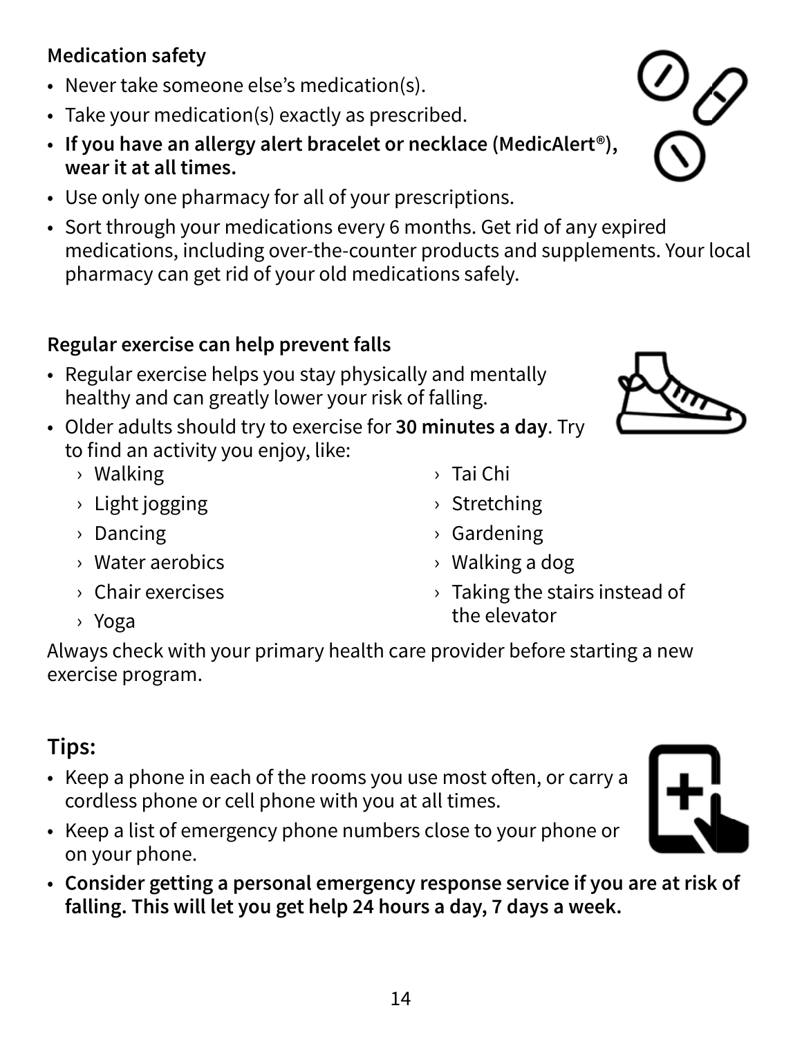### Medication safety

- Never take someone else's medication(s).
- Take your medication(s) exactly as prescribed.
- **If you have an allergy alert bracelet or necklace (MedicAlert®), wear it at all times.**
- Use only one pharmacy for all of your prescriptions.
- Sort through your medications every 6 months. Get rid of any expired medications, including over-the-counter products and supplements. Your local pharmacy can get rid of your old medications safely.

### Regular exercise can help prevent falls

- Regular exercise helps you stay physically and mentally healthy and can greatly lower your risk of falling.
- Older adults should try to exercise for **30 minutes a day**. Try to find an activity you enjoy, like:
  - Walking
  - Light jogging
  - Dancing
  - Water aerobics
  - Chair exercises
  - Yoga
  - Tai Chi
  - Stretching
  - Gardening
  - Walking a dog
  - Taking the stairs instead of the elevator

Always check with your primary health care provider before starting a new exercise program.

## Tips:

- Keep a phone in each of the rooms you use most often, or carry a cordless phone or cell phone with you at all times.
- Keep a list of emergency phone numbers close to your phone or on your phone.
- **Consider getting a personal emergency response service if you are at risk of falling. This will let you get help 24 hours a day, 7 days a week.**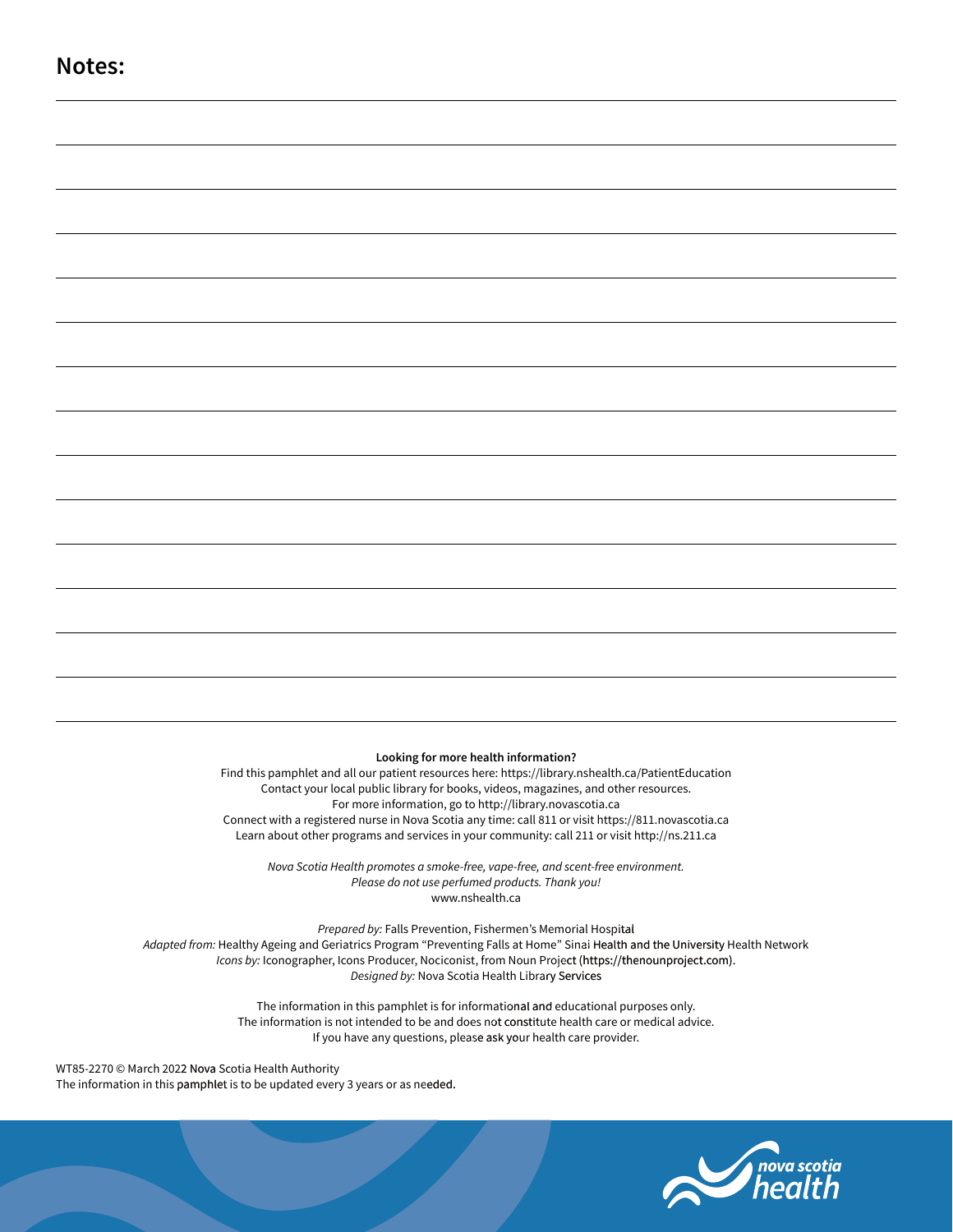## Notes:

**Looking for more health information?**

Find this pamphlet and all our patient resources here: https://library.nshealth.ca/PatientEducation
Contact your local public library for books, videos, magazines, and other resources.
For more information, go to http://library.novascotia.ca
Connect with a registered nurse in Nova Scotia any time: call 811 or visit https://811.novascotia.ca
Learn about other programs and services in your community: call 211 or visit http://ns.211.ca

*Nova Scotia Health promotes a smoke-free, vape-free, and scent-free environment.*
*Please do not use perfumed products. Thank you!*
www.nshealth.ca

*Prepared by:* Falls Prevention, Fishermen's Memorial Hospital
*Adapted from:* Healthy Ageing and Geriatrics Program "Preventing Falls at Home" Sinai Health and the University Health Network
*Icons by:* Iconographer, Icons Producer, Nociconist, from Noun Project (https://thenounproject.com).
*Designed by:* Nova Scotia Health Library Services

The information in this pamphlet is for informational and educational purposes only.
The information is not intended to be and does not constitute health care or medical advice.
If you have any questions, please ask your health care provider.

WT85-2270 © March 2022 Nova Scotia Health Authority
The information in this pamphlet is to be updated every 3 years or as needed.

nova scotia health